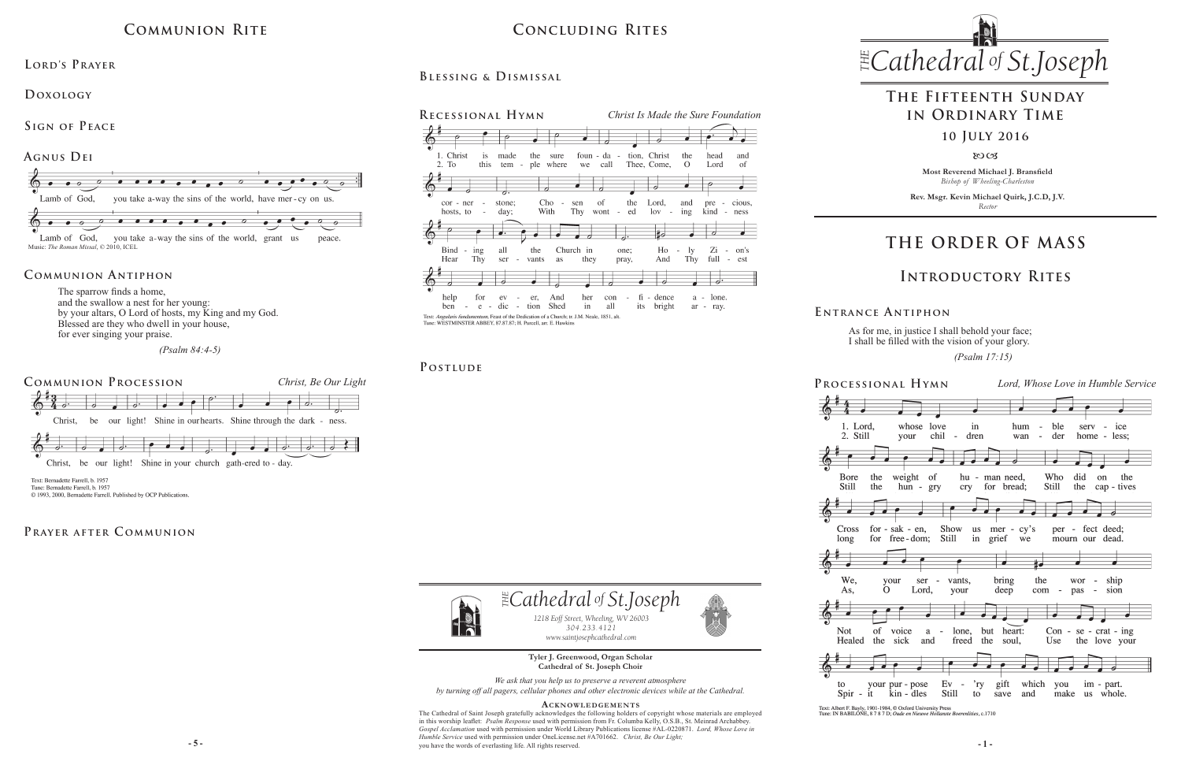# Communion Rite

## Lord's Prayer

## Doxology

## Sign of Peace

## Agnus Dei

Lamb of God, you take a-way the sins of the world, have mer-cy on us.

Lamb of God, you take a-way the sins of the world, grant us peace.

Music: *The Roman Missal*, © 2010, ICEL

## Communion Antiphon

The sparrow finds a home,
and the swallow a nest for her young:
by your altars, O Lord of hosts, my King and my God.
Blessed are they who dwell in your house,
for ever singing your praise.

*(Psalm 84:4-5)*

## Communion Procession — *Christ, Be Our Light*

Christ, be our light! Shine in our hearts. Shine through the dark - ness.

Christ, be our light! Shine in your church gath-ered to - day.

Text: Bernadette Farrell, b. 1957
Tune: Bernadette Farrell, b. 1957
© 1993, 2000, Bernadette Farrell. Published by OCP Publications.

## Prayer after Communion

# Concluding Rites

## Blessing & Dismissal

## Recessional Hymn — *Christ Is Made the Sure Foundation*

1. Christ is made the sure foun - da - tion, Christ the head and cor - ner - stone; Cho - sen of the Lord, and pre - cious, Bind - ing all the Church in one; Ho - ly Zi - on's help for ev - er, And her con - fi - dence a - lone.

2. To this tem - ple where we call Thee, Come, O Lord of hosts, to - day; With Thy wont - ed lov - ing kind - ness Hear Thy ser - vants as they pray, And Thy full - est ben - e - dic - tion Shed in all its bright ar - ray.

Text: *Angularis fundamentum*, Feast of the Dedication of a Church; tr. J.M. Neale, 1851, alt.
Tune: WESTMINSTER ABBEY, 87.87.87; H. Purcell, arr. E. Hawkins

## Postlude

**THE Cathedral of St. Joseph**

*1218 Eoff Street, Wheeling, WV 26003*
*304.233.4121*
*www.saintjosephcathedral.com*

**Tyler J. Greenwood, Organ Scholar**
**Cathedral of St. Joseph Choir**

*We ask that you help us to preserve a reverent atmosphere by turning off all pagers, cellular phones and other electronic devices while at the Cathedral.*

### Acknowledgements

The Cathedral of Saint Joseph gratefully acknowledges the following holders of copyright whose materials are employed in this worship leaflet: *Psalm Response* used with permission from Fr. Columba Kelly, O.S.B., St. Meinrad Archabbey. *Gospel Acclamation* used with permission under World Library Publications license #AL-0220871. *Lord, Whose Love in Humble Service* used with permission under OneLicense.net #A701662. *Christ, Be Our Light;* you have the words of everlasting life. All rights reserved.

# THE Cathedral of St. Joseph

## The Fifteenth Sunday in Ordinary Time

### 10 July 2016

**Most Reverend Michael J. Bransfield**
*Bishop of Wheeling-Charleston*

**Rev. Msgr. Kevin Michael Quirk, J.C.D, J.V.**
*Rector*

# THE ORDER OF MASS

# Introductory Rites

## Entrance Antiphon

As for me, in justice I shall behold your face;
I shall be filled with the vision of your glory.

*(Psalm 17:15)*

## Processional Hymn — *Lord, Whose Love in Humble Service*

1. Lord, whose love in hum - ble serv - ice Bore the weight of hu - man need, Who did on the Cross for - sak - en, Show us mer - cy's per - fect deed; We, your ser - vants, bring the wor - ship Not of voice a - lone, but heart: Con - se - crat - ing to your pur - pose Ev - 'ry gift which you im - part.

2. Still your chil - dren wan - der home - less; Still the hun - gry cry for bread; Still the cap - tives long for free - dom; Still in grief we mourn our dead. As, O Lord, your deep com - pas - sion Healed the sick and freed the soul, Use the love your Spir - it kin - dles Still to save and make us whole.

Text: Albert F. Bayly, 1901-1984, © Oxford University Press
Tune: IN BABILONE, 8 7 8 7 D; *Oude en Nieuwe Hollantse Boerenlities*, c.1710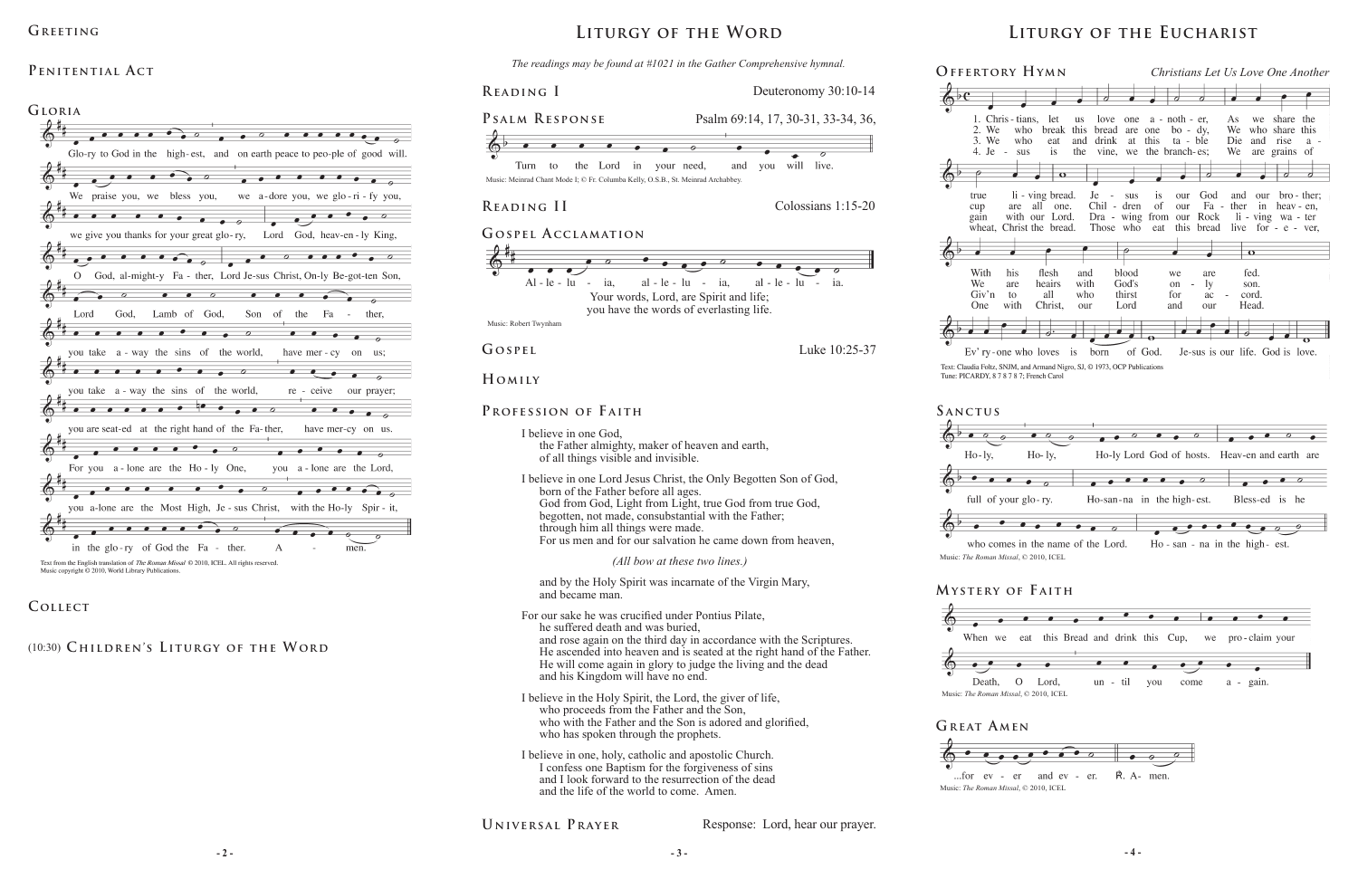## Greeting

## Penitential Act

## Gloria

Glo-ry to God in the high-est, and on earth peace to peo-ple of good will.

We praise you, we bless you, we a-dore you, we glo-ri-fy you,

we give you thanks for your great glo-ry, Lord God, heav-en-ly King,

O God, al-might-y Fa-ther, Lord Je-sus Christ, On-ly Be-got-ten Son,

Lord God, Lamb of God, Son of the Fa-ther,

you take a-way the sins of the world, have mer-cy on us;

you take a-way the sins of the world, re-ceive our prayer;

you are seat-ed at the right hand of the Fa-ther, have mer-cy on us.

For you a-lone are the Ho-ly One, you a-lone are the Lord,

you a-lone are the Most High, Je-sus Christ, with the Ho-ly Spir-it,

in the glo-ry of God the Fa-ther. A-men.

Text from the English translation of *The Roman Missal* © 2010, ICEL. All rights reserved.
Music copyright © 2010, World Library Publications.

## Collect

## (10:30) Children's Liturgy of the Word

# Liturgy of the Word

*The readings may be found at #1021 in the Gather Comprehensive hymnal.*

## Reading I

Deuteronomy 30:10-14

## Psalm Response

Psalm 69:14, 17, 30-31, 33-34, 36,

Turn to the Lord in your need, and you will live.

Music: Meinrad Chant Mode I; © Fr. Columba Kelly, O.S.B., St. Meinrad Archabbey.

## Reading II

Colossians 1:15-20

## Gospel Acclamation

Al-le-lu-ia, al-le-lu-ia, al-le-lu-ia.

Your words, Lord, are Spirit and life;
you have the words of everlasting life.

Music: Robert Twynham

## Gospel

Luke 10:25-37

## Homily

## Profession of Faith

I believe in one God,
the Father almighty, maker of heaven and earth,
of all things visible and invisible.

I believe in one Lord Jesus Christ, the Only Begotten Son of God,
born of the Father before all ages.
God from God, Light from Light, true God from true God,
begotten, not made, consubstantial with the Father;
through him all things were made.
For us men and for our salvation he came down from heaven,

*(All bow at these two lines.)*

and by the Holy Spirit was incarnate of the Virgin Mary,
and became man.

For our sake he was crucified under Pontius Pilate,
he suffered death and was buried,
and rose again on the third day in accordance with the Scriptures.
He ascended into heaven and is seated at the right hand of the Father.
He will come again in glory to judge the living and the dead
and his Kingdom will have no end.

I believe in the Holy Spirit, the Lord, the giver of life,
who proceeds from the Father and the Son,
who with the Father and the Son is adored and glorified,
who has spoken through the prophets.

I believe in one, holy, catholic and apostolic Church.
I confess one Baptism for the forgiveness of sins
and I look forward to the resurrection of the dead
and the life of the world to come. Amen.

## Universal Prayer

Response: Lord, hear our prayer.

# Liturgy of the Eucharist

## Offertory Hymn

*Christians Let Us Love One Another*

1. Chris-tians, let us love one a-noth-er, As we share the true li-ving bread. Je-sus is our God and our bro-ther; With his flesh and blood we are fed.
2. We who break this bread are one bo-dy, We who share this cup are all one. Chil-dren of our Fa-ther in heav-en, We are heairs with God's on-ly son.
3. We who eat and drink at this ta-ble Die and rise a-gain with our Lord. Dra-wing from our Rock li-ving wa-ter Giv'n to all who thirst for ac-cord.
4. Je-sus is the vine, we the branch-es; We are grains of wheat, Christ the bread. Those who eat this bread live for-e-ver, One with Christ, our Lord and our Head.

Ev'ry-one who loves is born of God. Je-sus is our life. God is love.

Text: Claudia Foltz, SNJM, and Armand Nigro, SJ, © 1973, OCP Publications
Tune: PICARDY, 8 7 8 7 8 7; French Carol

## Sanctus

Ho-ly, Ho-ly, Ho-ly Lord God of hosts. Heav-en and earth are full of your glo-ry. Ho-san-na in the high-est. Bless-ed is he who comes in the name of the Lord. Ho-san-na in the high-est.

Music: *The Roman Missal*, © 2010, ICEL

## Mystery of Faith

When we eat this Bread and drink this Cup, we pro-claim your Death, O Lord, un-til you come a-gain.

Music: *The Roman Missal*, © 2010, ICEL

## Great Amen

...for ev-er and ev-er. ℟. A-men.

Music: *The Roman Missal*, © 2010, ICEL